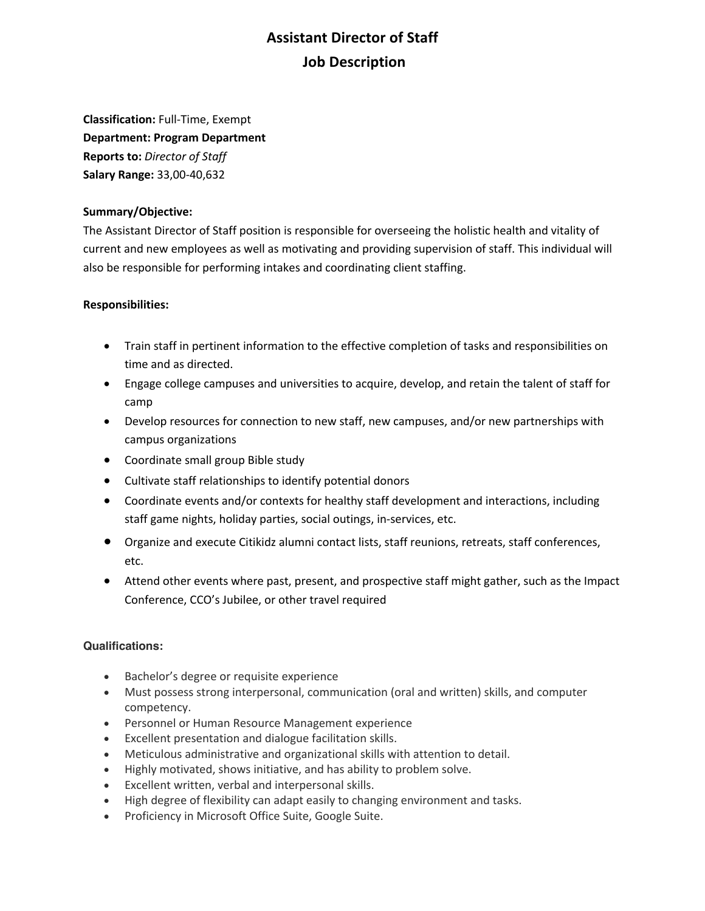# Assistant Director of Staff
# Job Description

**Classification:** Full-Time, Exempt
**Department: Program Department**
**Reports to:** *Director of Staff*
**Salary Range:** 33,00-40,632

**Summary/Objective:**
The Assistant Director of Staff position is responsible for overseeing the holistic health and vitality of current and new employees as well as motivating and providing supervision of staff. This individual will also be responsible for performing intakes and coordinating client staffing.

**Responsibilities:**

- Train staff in pertinent information to the effective completion of tasks and responsibilities on time and as directed.
- Engage college campuses and universities to acquire, develop, and retain the talent of staff for camp
- Develop resources for connection to new staff, new campuses, and/or new partnerships with campus organizations
- Coordinate small group Bible study
- Cultivate staff relationships to identify potential donors
- Coordinate events and/or contexts for healthy staff development and interactions, including staff game nights, holiday parties, social outings, in-services, etc.
- Organize and execute Citikidz alumni contact lists, staff reunions, retreats, staff conferences, etc.
- Attend other events where past, present, and prospective staff might gather, such as the Impact Conference, CCO's Jubilee, or other travel required

**Qualifications:**

- Bachelor's degree or requisite experience
- Must possess strong interpersonal, communication (oral and written) skills, and computer competency.
- Personnel or Human Resource Management experience
- Excellent presentation and dialogue facilitation skills.
- Meticulous administrative and organizational skills with attention to detail.
- Highly motivated, shows initiative, and has ability to problem solve.
- Excellent written, verbal and interpersonal skills.
- High degree of flexibility can adapt easily to changing environment and tasks.
- Proficiency in Microsoft Office Suite, Google Suite.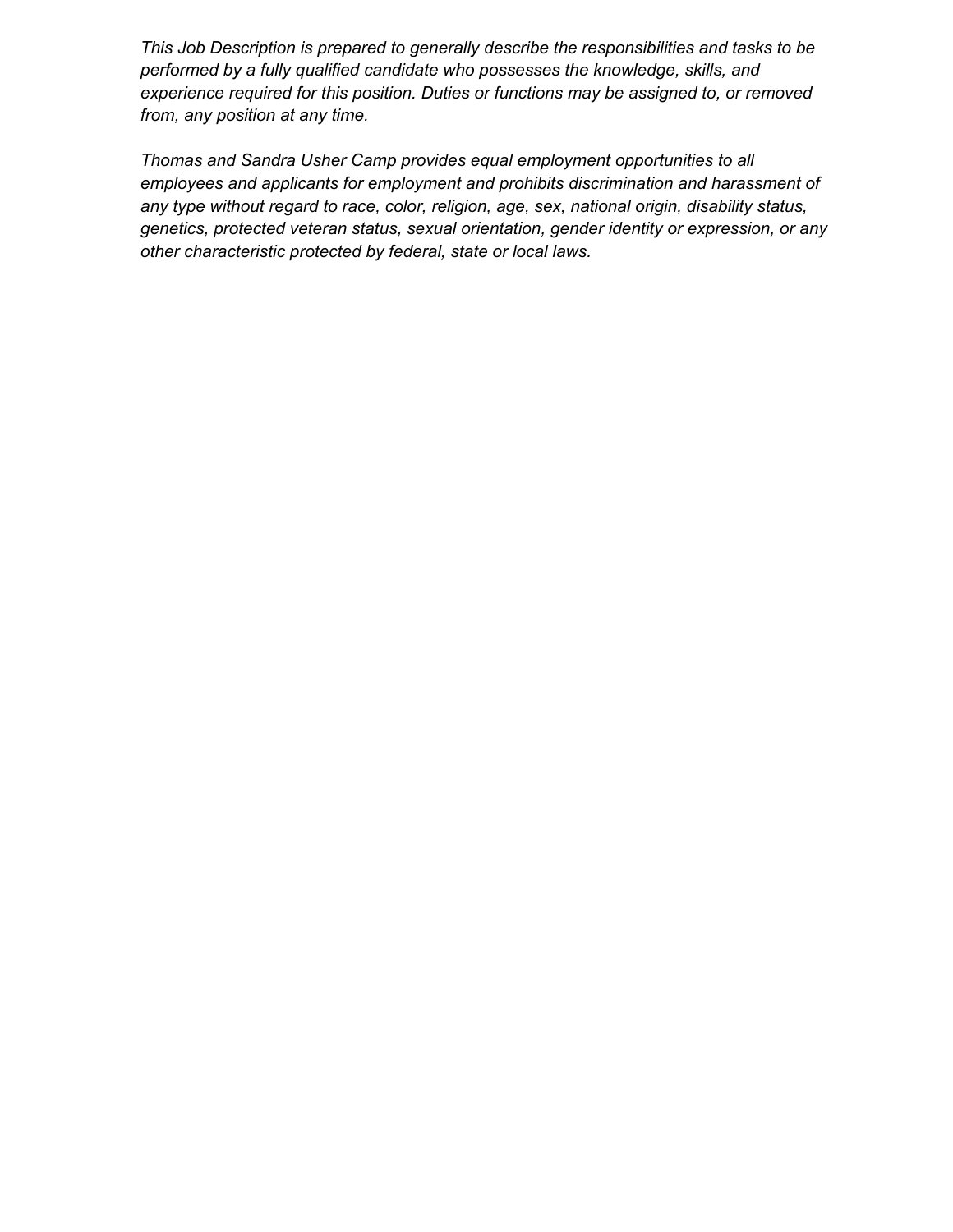*This Job Description is prepared to generally describe the responsibilities and tasks to be performed by a fully qualified candidate who possesses the knowledge, skills, and experience required for this position. Duties or functions may be assigned to, or removed from, any position at any time.*

*Thomas and Sandra Usher Camp provides equal employment opportunities to all employees and applicants for employment and prohibits discrimination and harassment of any type without regard to race, color, religion, age, sex, national origin, disability status, genetics, protected veteran status, sexual orientation, gender identity or expression, or any other characteristic protected by federal, state or local laws.*